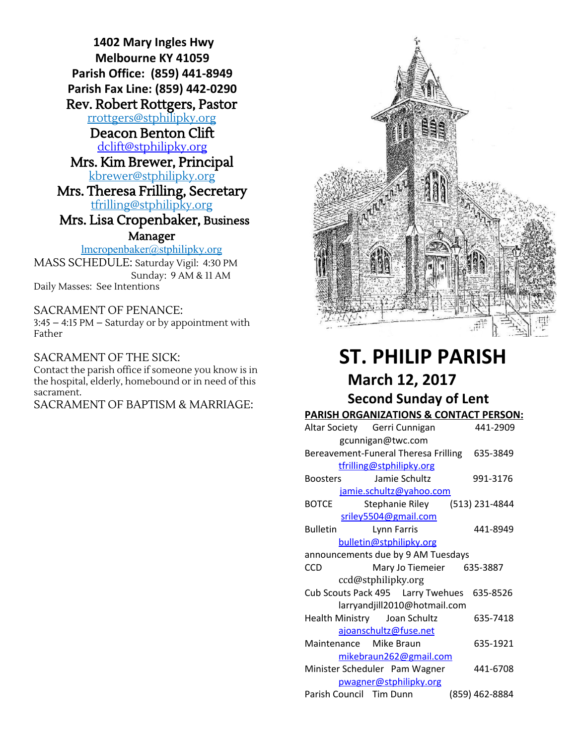**1402 Mary Ingles Hwy**
**Melbourne KY 41059**
**Parish Office: (859) 441-8949**
**Parish Fax Line: (859) 442-0290**

Rev. Robert Rottgers, Pastor
rrottgers@stphilipky.org

Deacon Benton Clift
dclift@stphilipky.org

Mrs. Kim Brewer, Principal
kbrewer@stphilipky.org

Mrs. Theresa Frilling, Secretary
tfrilling@stphilipky.org

Mrs. Lisa Cropenbaker, Business Manager
lmcropenbaker@stphilipky.org

MASS SCHEDULE: Saturday Vigil: 4:30 PM
Sunday: 9 AM & 11 AM
Daily Masses: See Intentions

SACRAMENT OF PENANCE:
3:45 – 4:15 PM – Saturday or by appointment with Father

SACRAMENT OF THE SICK:
Contact the parish office if someone you know is in the hospital, elderly, homebound or in need of this sacrament.

SACRAMENT OF BAPTISM & MARRIAGE:

# ST. PHILIP PARISH

## March 12, 2017

## Second Sunday of Lent

**PARISH ORGANIZATIONS & CONTACT PERSON:**

Altar Society Gerri Cunnigan 441-2909
gcunnigan@twc.com

Bereavement-Funeral Theresa Frilling 635-3849
tfrilling@stphilipky.org

Boosters Jamie Schultz 991-3176
jamie.schultz@yahoo.com

BOTCE Stephanie Riley (513) 231-4844
sriley5504@gmail.com

Bulletin Lynn Farris 441-8949
bulletin@stphilipky.org
announcements due by 9 AM Tuesdays

CCD Mary Jo Tiemeier 635-3887
ccd@stphilipky.org

Cub Scouts Pack 495 Larry Twehues 635-8526
larryandjill2010@hotmail.com

Health Ministry Joan Schultz 635-7418
ajoanschultz@fuse.net

Maintenance Mike Braun 635-1921
mikebraun262@gmail.com

Minister Scheduler Pam Wagner 441-6708
pwagner@stphilipky.org

Parish Council Tim Dunn (859) 462-8884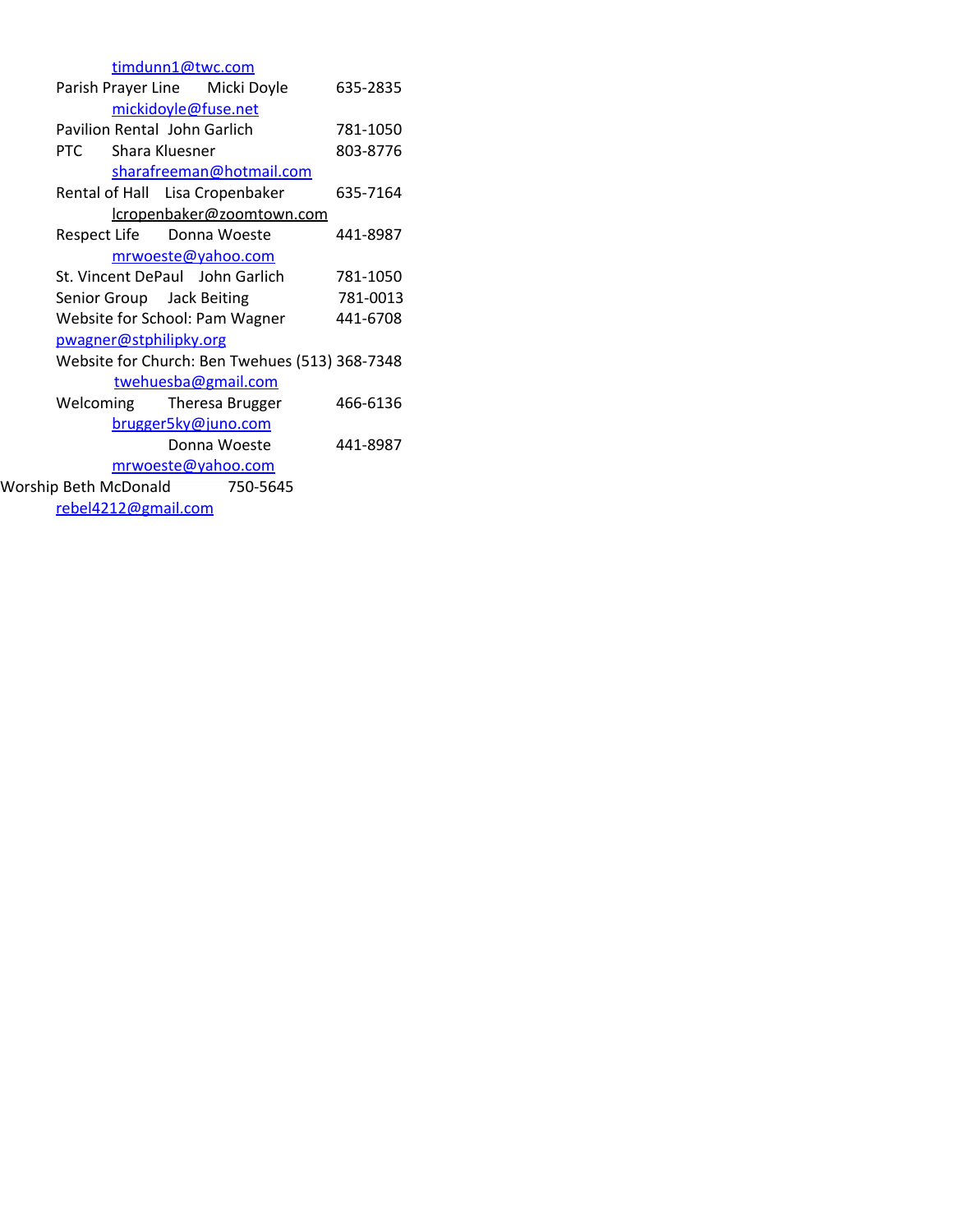timdunn1@twc.com

| | | |
|---|---|---|
| Parish Prayer Line | Micki Doyle | 635-2835 |
| | mickidoyle@fuse.net | |
| Pavilion Rental | John Garlich | 781-1050 |
| PTC | Shara Kluesner | 803-8776 |
| | sharafreeman@hotmail.com | |
| Rental of Hall | Lisa Cropenbaker | 635-7164 |
| | lcropenbaker@zoomtown.com | |
| Respect Life | Donna Woeste | 441-8987 |
| | mrwoeste@yahoo.com | |
| St. Vincent DePaul | John Garlich | 781-1050 |
| Senior Group | Jack Beiting | 781-0013 |
| Website for School: | Pam Wagner | 441-6708 |
| pwagner@stphilipky.org | | |
| Website for Church: | Ben Twehues | (513) 368-7348 |
| | twehuesba@gmail.com | |
| Welcoming | Theresa Brugger | 466-6136 |
| | brugger5ky@juno.com | |
| | Donna Woeste | 441-8987 |
| | mrwoeste@yahoo.com | |
| Worship | Beth McDonald | 750-5645 |
| | rebel4212@gmail.com | |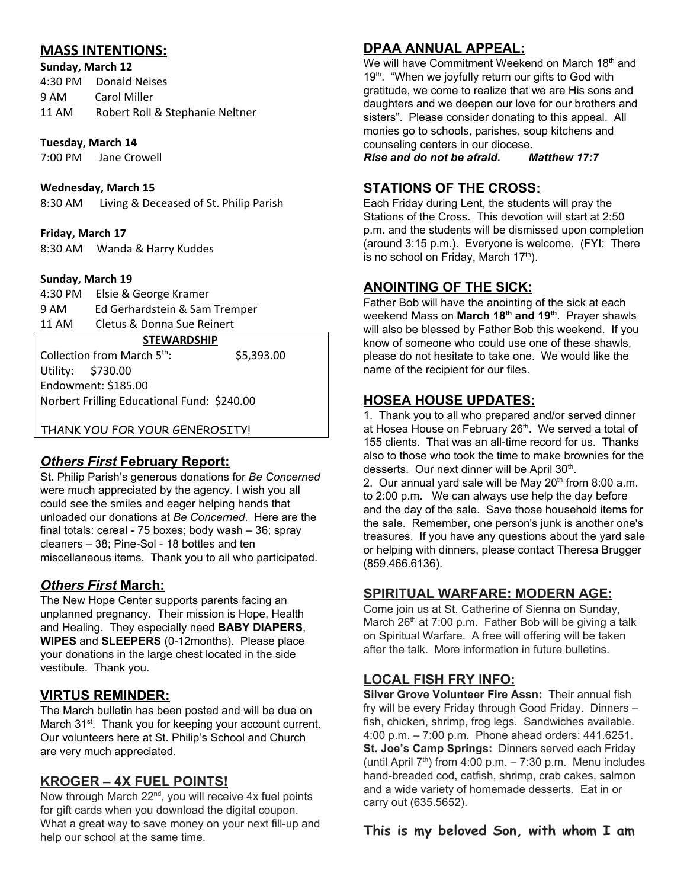## MASS INTENTIONS:

**Sunday, March 12**

4:30 PM Donald Neises
9 AM Carol Miller
11 AM Robert Roll & Stephanie Neltner

**Tuesday, March 14**

7:00 PM Jane Crowell

**Wednesday, March 15**

8:30 AM Living & Deceased of St. Philip Parish

**Friday, March 17**

8:30 AM Wanda & Harry Kuddes

**Sunday, March 19**

4:30 PM Elsie & George Kramer
9 AM Ed Gerhardstein & Sam Tremper
11 AM Cletus & Donna Sue Reinert

**STEWARDSHIP**

Collection from March 5th: $5,393.00
Utility: $730.00
Endowment: $185.00
Norbert Frilling Educational Fund: $240.00

THANK YOU FOR YOUR GENEROSITY!

## *Others First* February Report:

St. Philip Parish's generous donations for *Be Concerned* were much appreciated by the agency. I wish you all could see the smiles and eager helping hands that unloaded our donations at *Be Concerned*. Here are the final totals: cereal - 75 boxes; body wash – 36; spray cleaners – 38; Pine-Sol - 18 bottles and ten miscellaneous items. Thank you to all who participated.

## *Others First* March:

The New Hope Center supports parents facing an unplanned pregnancy. Their mission is Hope, Health and Healing. They especially need **BABY DIAPERS**, **WIPES** and **SLEEPERS** (0-12months). Please place your donations in the large chest located in the side vestibule. Thank you.

## VIRTUS REMINDER:

The March bulletin has been posted and will be due on March 31st. Thank you for keeping your account current. Our volunteers here at St. Philip's School and Church are very much appreciated.

## KROGER – 4X FUEL POINTS!

Now through March 22nd, you will receive 4x fuel points for gift cards when you download the digital coupon. What a great way to save money on your next fill-up and help our school at the same time.

## DPAA ANNUAL APPEAL:

We will have Commitment Weekend on March 18th and 19th. "When we joyfully return our gifts to God with gratitude, we come to realize that we are His sons and daughters and we deepen our love for our brothers and sisters". Please consider donating to this appeal. All monies go to schools, parishes, soup kitchens and counseling centers in our diocese.

***Rise and do not be afraid. Matthew 17:7***

## STATIONS OF THE CROSS:

Each Friday during Lent, the students will pray the Stations of the Cross. This devotion will start at 2:50 p.m. and the students will be dismissed upon completion (around 3:15 p.m.). Everyone is welcome. (FYI: There is no school on Friday, March 17th).

## ANOINTING OF THE SICK:

Father Bob will have the anointing of the sick at each weekend Mass on **March 18th and 19th**. Prayer shawls will also be blessed by Father Bob this weekend. If you know of someone who could use one of these shawls, please do not hesitate to take one. We would like the name of the recipient for our files.

## HOSEA HOUSE UPDATES:

1. Thank you to all who prepared and/or served dinner at Hosea House on February 26th. We served a total of 155 clients. That was an all-time record for us. Thanks also to those who took the time to make brownies for the desserts. Our next dinner will be April 30th.
2. Our annual yard sale will be May 20th from 8:00 a.m. to 2:00 p.m. We can always use help the day before and the day of the sale. Save those household items for the sale. Remember, one person's junk is another one's treasures. If you have any questions about the yard sale or helping with dinners, please contact Theresa Brugger (859.466.6136).

## SPIRITUAL WARFARE: MODERN AGE:

Come join us at St. Catherine of Sienna on Sunday, March 26th at 7:00 p.m. Father Bob will be giving a talk on Spiritual Warfare. A free will offering will be taken after the talk. More information in future bulletins.

## LOCAL FISH FRY INFO:

**Silver Grove Volunteer Fire Assn:** Their annual fish fry will be every Friday through Good Friday. Dinners – fish, chicken, shrimp, frog legs. Sandwiches available. 4:00 p.m. – 7:00 p.m. Phone ahead orders: 441.6251.
**St. Joe's Camp Springs:** Dinners served each Friday (until April 7th) from 4:00 p.m. – 7:30 p.m. Menu includes hand-breaded cod, catfish, shrimp, crab cakes, salmon and a wide variety of homemade desserts. Eat in or carry out (635.5652).

**This is my beloved Son, with whom I am**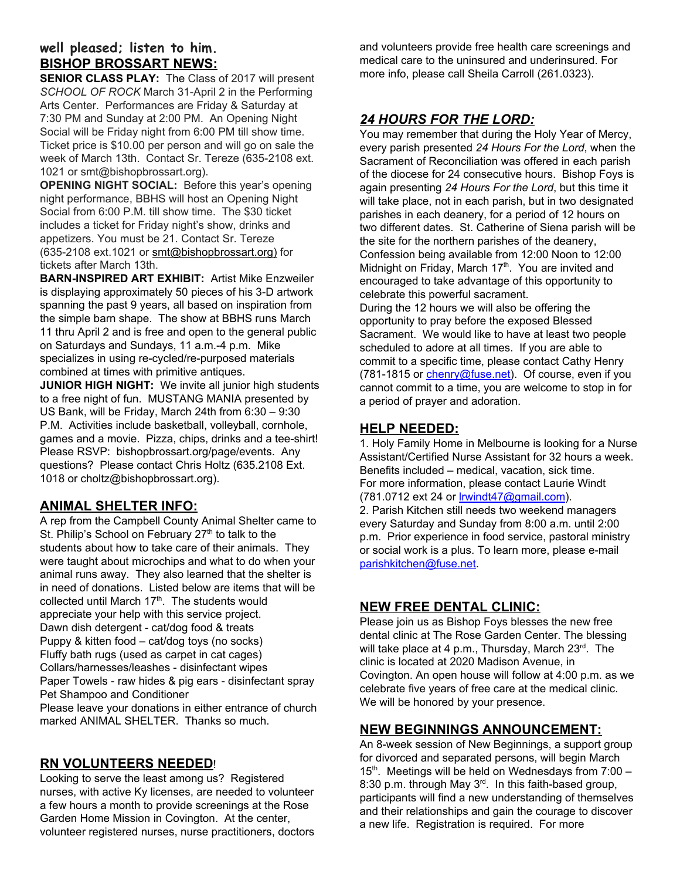**well pleased; listen to him.**

## BISHOP BROSSART NEWS:

**SENIOR CLASS PLAY:** The Class of 2017 will present *SCHOOL OF ROCK* March 31-April 2 in the Performing Arts Center. Performances are Friday & Saturday at 7:30 PM and Sunday at 2:00 PM. An Opening Night Social will be Friday night from 6:00 PM till show time. Ticket price is $10.00 per person and will go on sale the week of March 13th. Contact Sr. Tereze (635-2108 ext. 1021 or smt@bishopbrossart.org).

**OPENING NIGHT SOCIAL:** Before this year's opening night performance, BBHS will host an Opening Night Social from 6:00 P.M. till show time. The $30 ticket includes a ticket for Friday night's show, drinks and appetizers. You must be 21. Contact Sr. Tereze (635-2108 ext.1021 or smt@bishopbrossart.org) for tickets after March 13th.

**BARN-INSPIRED ART EXHIBIT:** Artist Mike Enzweiler is displaying approximately 50 pieces of his 3-D artwork spanning the past 9 years, all based on inspiration from the simple barn shape. The show at BBHS runs March 11 thru April 2 and is free and open to the general public on Saturdays and Sundays, 11 a.m.-4 p.m. Mike specializes in using re-cycled/re-purposed materials combined at times with primitive antiques.

**JUNIOR HIGH NIGHT:** We invite all junior high students to a free night of fun. MUSTANG MANIA presented by US Bank, will be Friday, March 24th from 6:30 – 9:30 P.M. Activities include basketball, volleyball, cornhole, games and a movie. Pizza, chips, drinks and a tee-shirt! Please RSVP: bishopbrossart.org/page/events. Any questions? Please contact Chris Holtz (635.2108 Ext. 1018 or choltz@bishopbrossart.org).

## ANIMAL SHELTER INFO:

A rep from the Campbell County Animal Shelter came to St. Philip's School on February 27th to talk to the students about how to take care of their animals. They were taught about microchips and what to do when your animal runs away. They also learned that the shelter is in need of donations. Listed below are items that will be collected until March 17th. The students would appreciate your help with this service project.

Dawn dish detergent - cat/dog food & treats
Puppy & kitten food – cat/dog toys (no socks)
Fluffy bath rugs (used as carpet in cat cages)
Collars/harnesses/leashes - disinfectant wipes
Paper Towels - raw hides & pig ears - disinfectant spray
Pet Shampoo and Conditioner

Please leave your donations in either entrance of church marked ANIMAL SHELTER. Thanks so much.

## RN VOLUNTEERS NEEDED!

Looking to serve the least among us? Registered nurses, with active Ky licenses, are needed to volunteer a few hours a month to provide screenings at the Rose Garden Home Mission in Covington. At the center, volunteer registered nurses, nurse practitioners, doctors and volunteers provide free health care screenings and medical care to the uninsured and underinsured. For more info, please call Sheila Carroll (261.0323).

## *24 HOURS FOR THE LORD:*

You may remember that during the Holy Year of Mercy, every parish presented *24 Hours For the Lord*, when the Sacrament of Reconciliation was offered in each parish of the diocese for 24 consecutive hours. Bishop Foys is again presenting *24 Hours For the Lord*, but this time it will take place, not in each parish, but in two designated parishes in each deanery, for a period of 12 hours on two different dates. St. Catherine of Siena parish will be the site for the northern parishes of the deanery, Confession being available from 12:00 Noon to 12:00 Midnight on Friday, March 17th. You are invited and encouraged to take advantage of this opportunity to celebrate this powerful sacrament.

During the 12 hours we will also be offering the opportunity to pray before the exposed Blessed Sacrament. We would like to have at least two people scheduled to adore at all times. If you are able to commit to a specific time, please contact Cathy Henry (781-1815 or chenry@fuse.net). Of course, even if you cannot commit to a time, you are welcome to stop in for a period of prayer and adoration.

## HELP NEEDED:

1. Holy Family Home in Melbourne is looking for a Nurse Assistant/Certified Nurse Assistant for 32 hours a week. Benefits included – medical, vacation, sick time. For more information, please contact Laurie Windt (781.0712 ext 24 or lrwindt47@gmail.com).
2. Parish Kitchen still needs two weekend managers every Saturday and Sunday from 8:00 a.m. until 2:00 p.m. Prior experience in food service, pastoral ministry or social work is a plus. To learn more, please e-mail parishkitchen@fuse.net.

## NEW FREE DENTAL CLINIC:

Please join us as Bishop Foys blesses the new free dental clinic at The Rose Garden Center. The blessing will take place at 4 p.m., Thursday, March 23rd. The clinic is located at 2020 Madison Avenue, in Covington. An open house will follow at 4:00 p.m. as we celebrate five years of free care at the medical clinic. We will be honored by your presence.

## NEW BEGINNINGS ANNOUNCEMENT:

An 8-week session of New Beginnings, a support group for divorced and separated persons, will begin March 15th. Meetings will be held on Wednesdays from 7:00 – 8:30 p.m. through May 3rd. In this faith-based group, participants will find a new understanding of themselves and their relationships and gain the courage to discover a new life. Registration is required. For more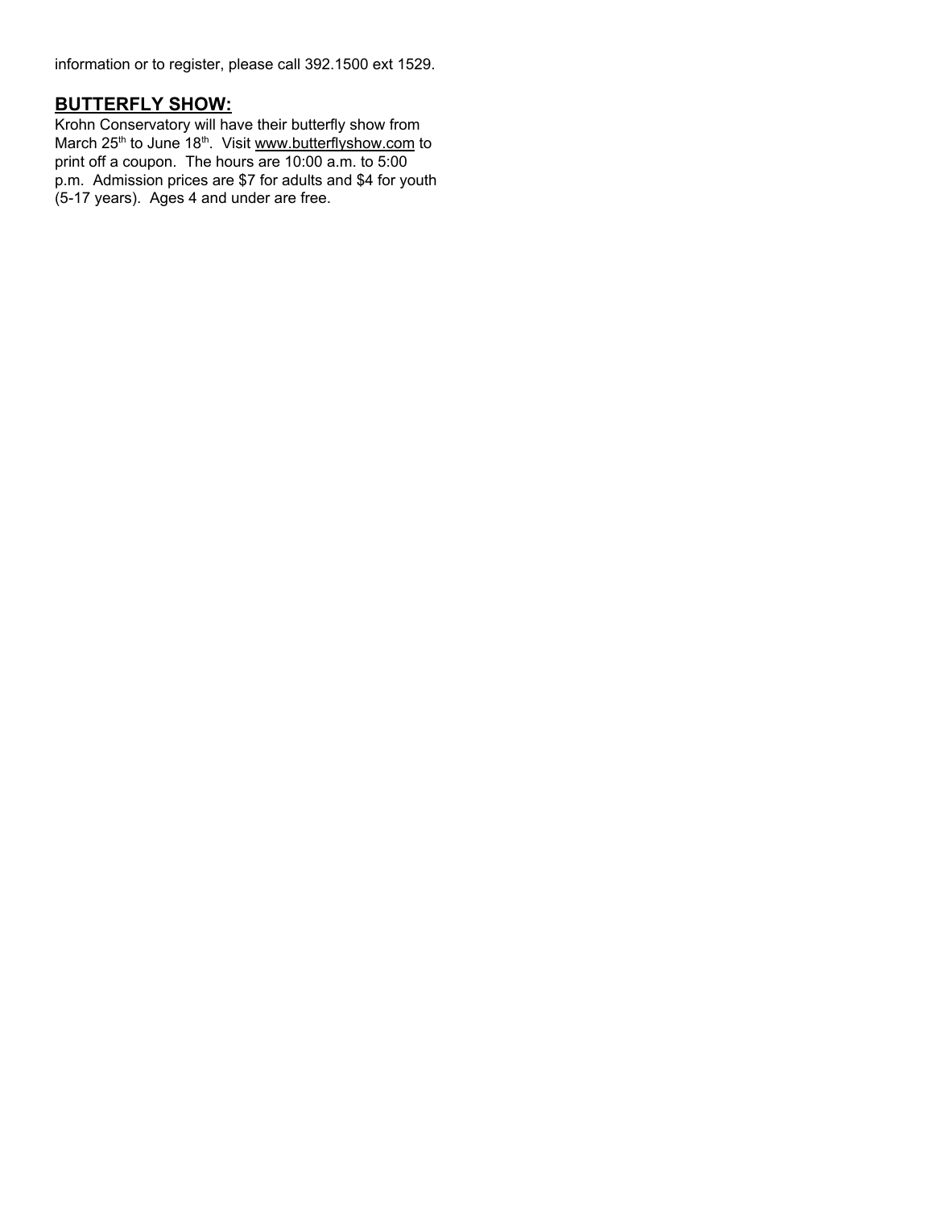information or to register, please call 392.1500 ext 1529.

## BUTTERFLY SHOW:

Krohn Conservatory will have their butterfly show from March 25th to June 18th. Visit www.butterflyshow.com to print off a coupon. The hours are 10:00 a.m. to 5:00 p.m. Admission prices are $7 for adults and $4 for youth (5-17 years). Ages 4 and under are free.